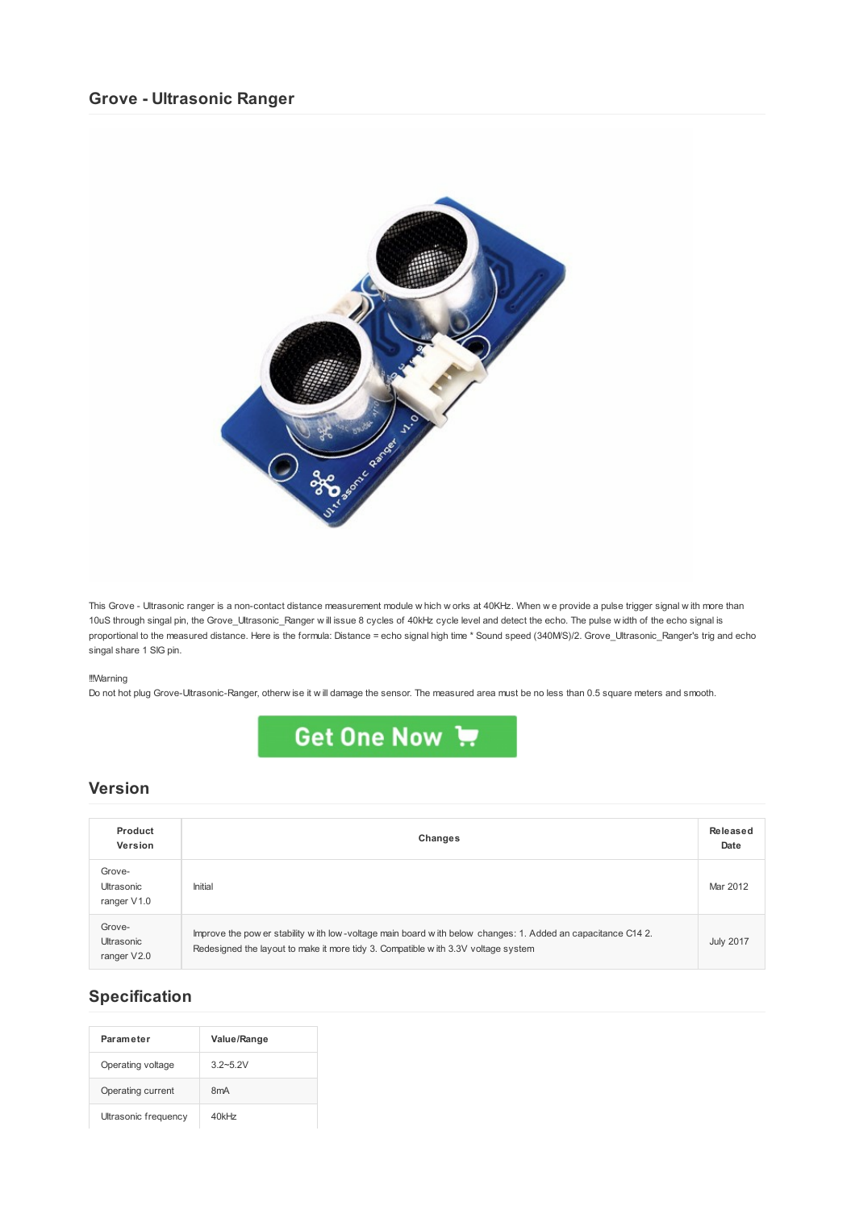## Grove - Ultrasonic Ranger

This Grove - Ultrasonic ranger is a non-contact distance measurement module which works at 40KHz. When we provide a pulse trigger signal with more than 10uS through singal pin, the Grove_Ultrasonic_Ranger will issue 8 cycles of 40kHz cycle level and detect the echo. The pulse width of the echo signal is proportional to the measured distance. Here is the formula: Distance = echo signal high time * Sound speed (340M/S)/2. Grove_Ultrasonic_Ranger's trig and echo singal share 1 SIG pin.

!!!Warning
Do not hot plug Grove-Ultrasonic-Ranger, otherwise it will damage the sensor. The measured area must be no less than 0.5 square meters and smooth.

Get One Now

## Version

| Product Version | Changes | Released Date |
|---|---|---|
| Grove-Ultrasonic ranger V1.0 | Initial | Mar 2012 |
| Grove-Ultrasonic ranger V2.0 | Improve the power stability with low-voltage main board with below changes: 1. Added an capacitance C14 2. Redesigned the layout to make it more tidy 3. Compatible with 3.3V voltage system | July 2017 |

## Specification

| Parameter | Value/Range |
|---|---|
| Operating voltage | 3.2~5.2V |
| Operating current | 8mA |
| Ultrasonic frequency | 40kHz |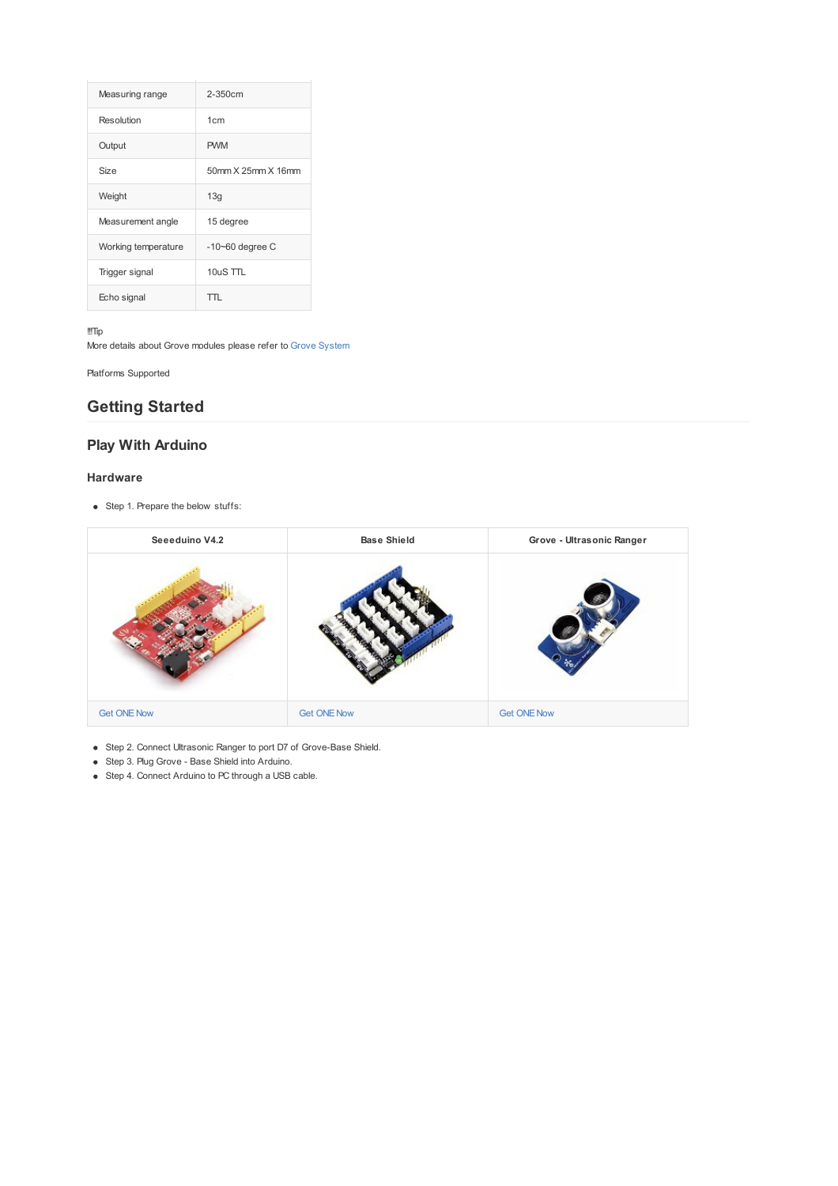| Measuring range | 2-350cm |
| --- | --- |
| Resolution | 1cm |
| Output | PWM |
| Size | 50mm X 25mm X 16mm |
| Weight | 13g |
| Measurement angle | 15 degree |
| Working temperature | -10~60 degree C |
| Trigger signal | 10uS TTL |
| Echo signal | TTL |

!!!Tip
More details about Grove modules please refer to Grove System

Platforms Supported

## Getting Started

### Play With Arduino

#### Hardware

- Step 1. Prepare the below stuffs:

| Seeeduino V4.2 | Base Shield | Grove - Ultrasonic Ranger |
| --- | --- | --- |
| | | |
| Get ONE Now | Get ONE Now | Get ONE Now |

- Step 2. Connect Ultrasonic Ranger to port D7 of Grove-Base Shield.
- Step 3. Plug Grove - Base Shield into Arduino.
- Step 4. Connect Arduino to PC through a USB cable.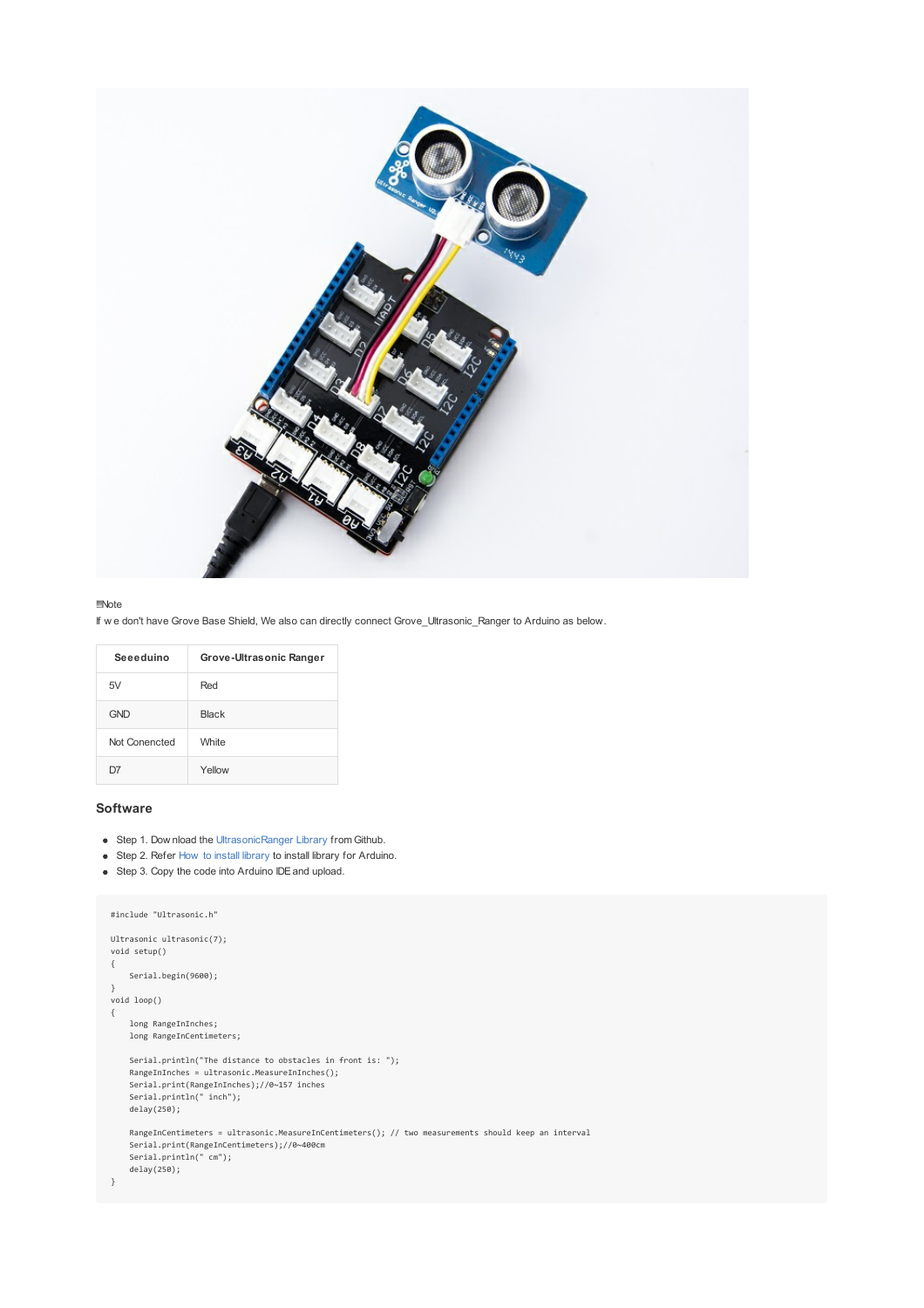!!!Note
If we don't have Grove Base Shield, We also can directly connect Grove_Ultrasonic_Ranger to Arduino as below.

| Seeeduino | Grove-Ultrasonic Ranger |
|---|---|
| 5V | Red |
| GND | Black |
| Not Conencted | White |
| D7 | Yellow |

## Software

- Step 1. Download the UltrasonicRanger Library from Github.
- Step 2. Refer How to install library to install library for Arduino.
- Step 3. Copy the code into Arduino IDE and upload.

```
#include "Ultrasonic.h"

Ultrasonic ultrasonic(7);
void setup()
{
    Serial.begin(9600);
}
void loop()
{
    long RangeInInches;
    long RangeInCentimeters;

    Serial.println("The distance to obstacles in front is: ");
    RangeInInches = ultrasonic.MeasureInInches();
    Serial.print(RangeInInches);//0~157 inches
    Serial.println(" inch");
    delay(250);

    RangeInCentimeters = ultrasonic.MeasureInCentimeters(); // two measurements should keep an interval
    Serial.print(RangeInCentimeters);//0~400cm
    Serial.println(" cm");
    delay(250);
}
```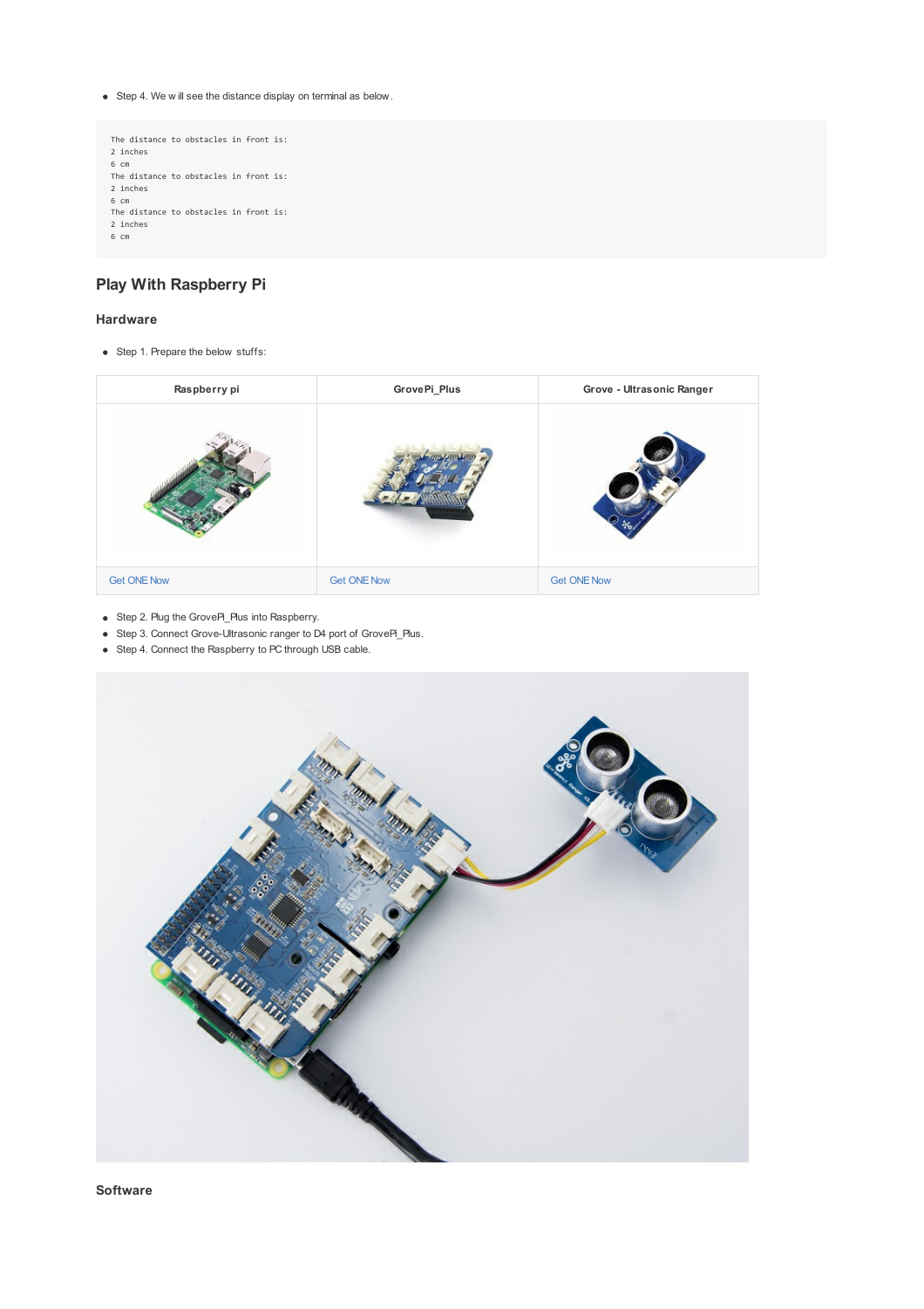- Step 4. We will see the distance display on terminal as below.

```
The distance to obstacles in front is:
2 inches
6 cm
The distance to obstacles in front is:
2 inches
6 cm
The distance to obstacles in front is:
2 inches
6 cm
```

## Play With Raspberry Pi

### Hardware

- Step 1. Prepare the below stuffs:

| Raspberry pi | GrovePi_Plus | Grove - Ultrasonic Ranger |
| --- | --- | --- |
| | | |
| Get ONE Now | Get ONE Now | Get ONE Now |

- Step 2. Plug the GrovePi_Plus into Raspberry.
- Step 3. Connect Grove-Ultrasonic ranger to D4 port of GrovePi_Plus.
- Step 4. Connect the Raspberry to PC through USB cable.

### Software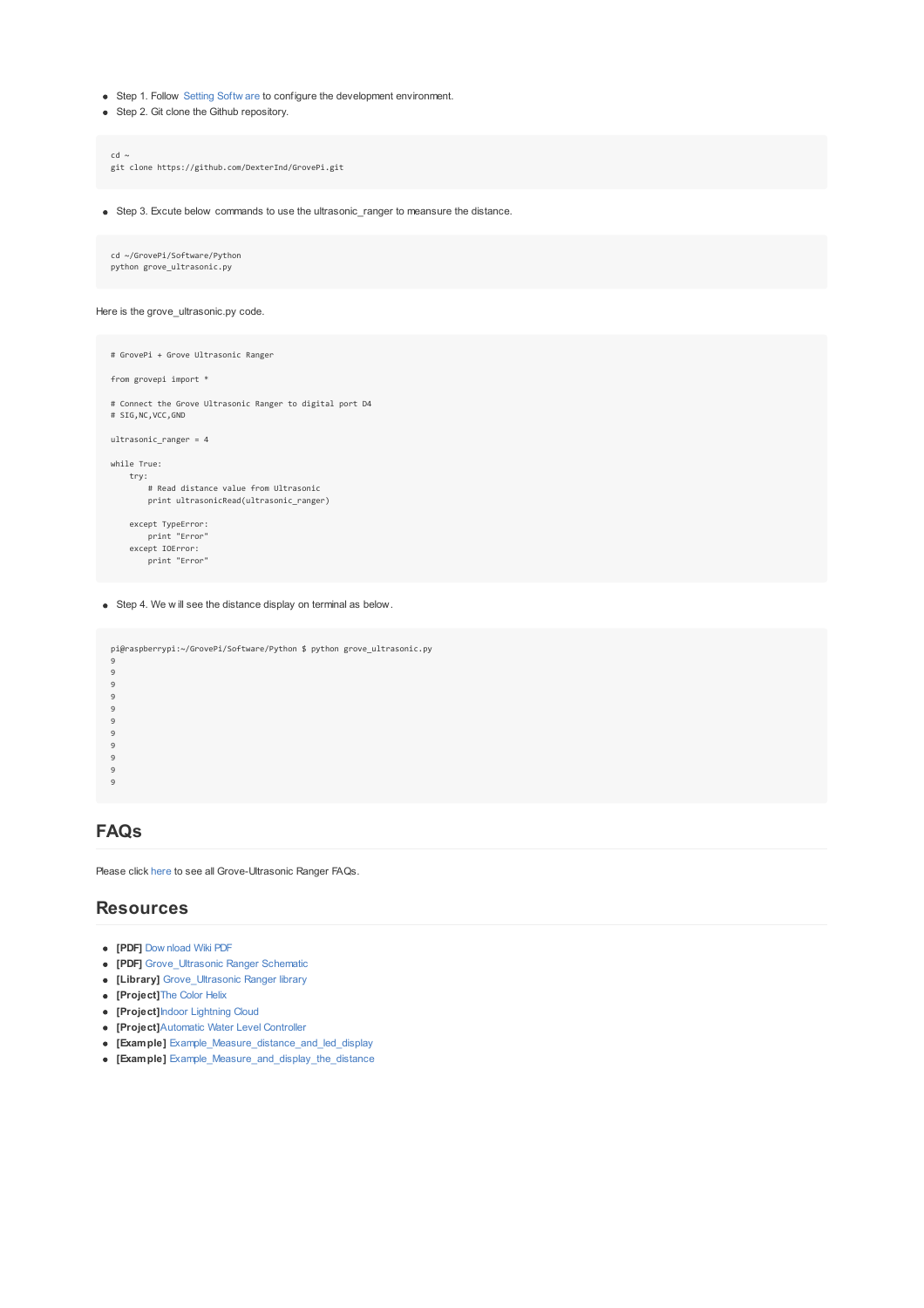- Step 1. Follow Setting Software to configure the development environment.
- Step 2. Git clone the Github repository.

```
cd ~
git clone https://github.com/DexterInd/GrovePi.git
```

- Step 3. Excute below commands to use the ultrasonic_ranger to meansure the distance.

```
cd ~/GrovePi/Software/Python
python grove_ultrasonic.py
```

Here is the grove_ultrasonic.py code.

```
# GrovePi + Grove Ultrasonic Ranger

from grovepi import *

# Connect the Grove Ultrasonic Ranger to digital port D4
# SIG,NC,VCC,GND

ultrasonic_ranger = 4

while True:
    try:
        # Read distance value from Ultrasonic
        print ultrasonicRead(ultrasonic_ranger)

    except TypeError:
        print "Error"
    except IOError:
        print "Error"
```

- Step 4. We will see the distance display on terminal as below.

```
pi@raspberrypi:~/GrovePi/Software/Python $ python grove_ultrasonic.py
9
9
9
9
9
9
9
9
9
9
9
```

## FAQs

Please click here to see all Grove-Ultrasonic Ranger FAQs.

## Resources

- **[PDF]** Download Wiki PDF
- **[PDF]** Grove_Ultrasonic Ranger Schematic
- **[Library]** Grove_Ultrasonic Ranger library
- **[Project]** The Color Helix
- **[Project]** Indoor Lightning Cloud
- **[Project]** Automatic Water Level Controller
- **[Example]** Example_Measure_distance_and_led_display
- **[Example]** Example_Measure_and_display_the_distance